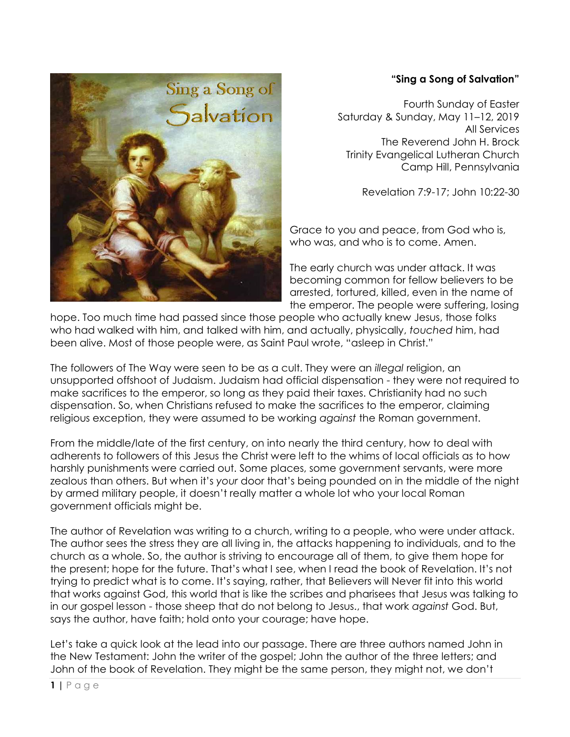**"Sing a Song of Salvation"**

Fourth Sunday of Easter
Saturday & Sunday, May 11–12, 2019
All Services
The Reverend John H. Brock
Trinity Evangelical Lutheran Church
Camp Hill, Pennsylvania

Revelation 7:9-17; John 10:22-30

Grace to you and peace, from God who is, who was, and who is to come. Amen.

The early church was under attack. It was becoming common for fellow believers to be arrested, tortured, killed, even in the name of the emperor. The people were suffering, losing hope. Too much time had passed since those people who actually knew Jesus, those folks who had walked with him, and talked with him, and actually, physically, *touched* him, had been alive. Most of those people were, as Saint Paul wrote, "asleep in Christ."

The followers of The Way were seen to be as a cult. They were an *illegal* religion, an unsupported offshoot of Judaism. Judaism had official dispensation - they were not required to make sacrifices to the emperor, so long as they paid their taxes. Christianity had no such dispensation. So, when Christians refused to make the sacrifices to the emperor, claiming religious exception, they were assumed to be working *against* the Roman government.

From the middle/late of the first century, on into nearly the third century, how to deal with adherents to followers of this Jesus the Christ were left to the whims of local officials as to how harshly punishments were carried out. Some places, some government servants, were more zealous than others. But when it's *your* door that's being pounded on in the middle of the night by armed military people, it doesn't really matter a whole lot who your local Roman government officials might be.

The author of Revelation was writing to a church, writing to a people, who were under attack. The author sees the stress they are all living in, the attacks happening to individuals, and to the church as a whole. So, the author is striving to encourage all of them, to give them hope for the present; hope for the future. That's what I see, when I read the book of Revelation. It's not trying to predict what is to come. It's saying, rather, that Believers will Never fit into this world that works against God, this world that is like the scribes and pharisees that Jesus was talking to in our gospel lesson - those sheep that do not belong to Jesus., that work *against* God. But, says the author, have faith; hold onto your courage; have hope.

Let's take a quick look at the lead into our passage. There are three authors named John in the New Testament: John the writer of the gospel; John the author of the three letters; and John of the book of Revelation. They might be the same person, they might not, we don't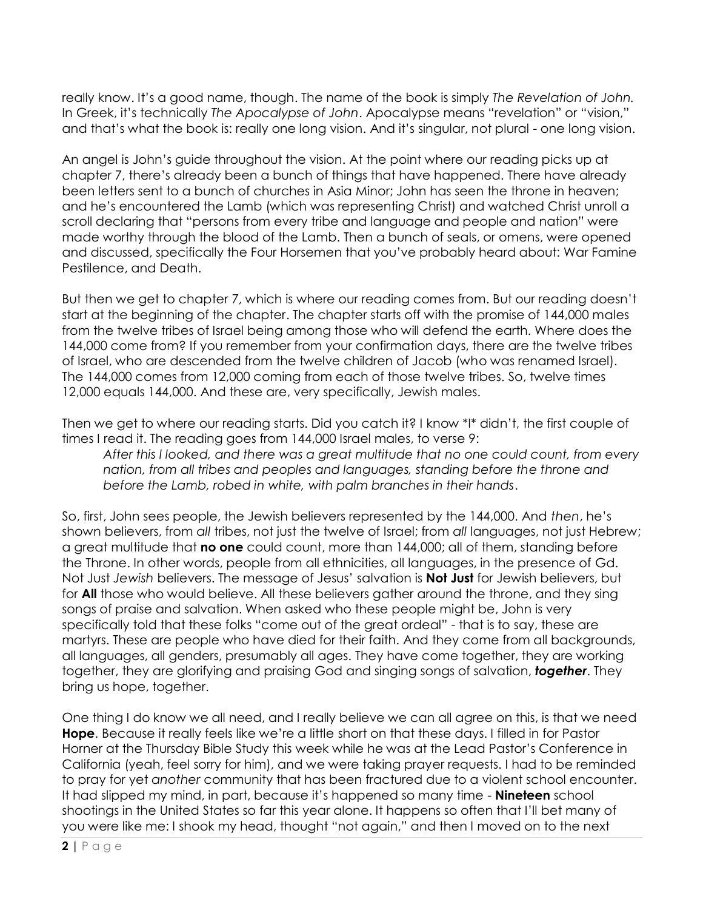really know. It's a good name, though. The name of the book is simply *The Revelation of John.* In Greek, it's technically *The Apocalypse of John*. Apocalypse means "revelation" or "vision," and that's what the book is: really one long vision. And it's singular, not plural - one long vision.

An angel is John's guide throughout the vision. At the point where our reading picks up at chapter 7, there's already been a bunch of things that have happened. There have already been letters sent to a bunch of churches in Asia Minor; John has seen the throne in heaven; and he's encountered the Lamb (which was representing Christ) and watched Christ unroll a scroll declaring that "persons from every tribe and language and people and nation" were made worthy through the blood of the Lamb. Then a bunch of seals, or omens, were opened and discussed, specifically the Four Horsemen that you've probably heard about: War Famine Pestilence, and Death.

But then we get to chapter 7, which is where our reading comes from. But our reading doesn't start at the beginning of the chapter. The chapter starts off with the promise of 144,000 males from the twelve tribes of Israel being among those who will defend the earth. Where does the 144,000 come from? If you remember from your confirmation days, there are the twelve tribes of Israel, who are descended from the twelve children of Jacob (who was renamed Israel). The 144,000 comes from 12,000 coming from each of those twelve tribes. So, twelve times 12,000 equals 144,000. And these are, very specifically, Jewish males.

Then we get to where our reading starts. Did you catch it? I know *I* didn't, the first couple of times I read it. The reading goes from 144,000 Israel males, to verse 9:

> *After this I looked, and there was a great multitude that no one could count, from every nation, from all tribes and peoples and languages, standing before the throne and before the Lamb, robed in white, with palm branches in their hands*.

So, first, John sees people, the Jewish believers represented by the 144,000. And *then*, he's shown believers, from *all* tribes, not just the twelve of Israel; from *all* languages, not just Hebrew; a great multitude that **no one** could count, more than 144,000; all of them, standing before the Throne. In other words, people from all ethnicities, all languages, in the presence of Gd. Not Just *Jewish* believers. The message of Jesus' salvation is **Not Just** for Jewish believers, but for **All** those who would believe. All these believers gather around the throne, and they sing songs of praise and salvation. When asked who these people might be, John is very specifically told that these folks "come out of the great ordeal" - that is to say, these are martyrs. These are people who have died for their faith. And they come from all backgrounds, all languages, all genders, presumably all ages. They have come together, they are working together, they are glorifying and praising God and singing songs of salvation, ***together***. They bring us hope, together.

One thing I do know we all need, and I really believe we can all agree on this, is that we need **Hope**. Because it really feels like we're a little short on that these days. I filled in for Pastor Horner at the Thursday Bible Study this week while he was at the Lead Pastor's Conference in California (yeah, feel sorry for him), and we were taking prayer requests. I had to be reminded to pray for yet *another* community that has been fractured due to a violent school encounter. It had slipped my mind, in part, because it's happened so many time - **Nineteen** school shootings in the United States so far this year alone. It happens so often that I'll bet many of you were like me: I shook my head, thought "not again," and then I moved on to the next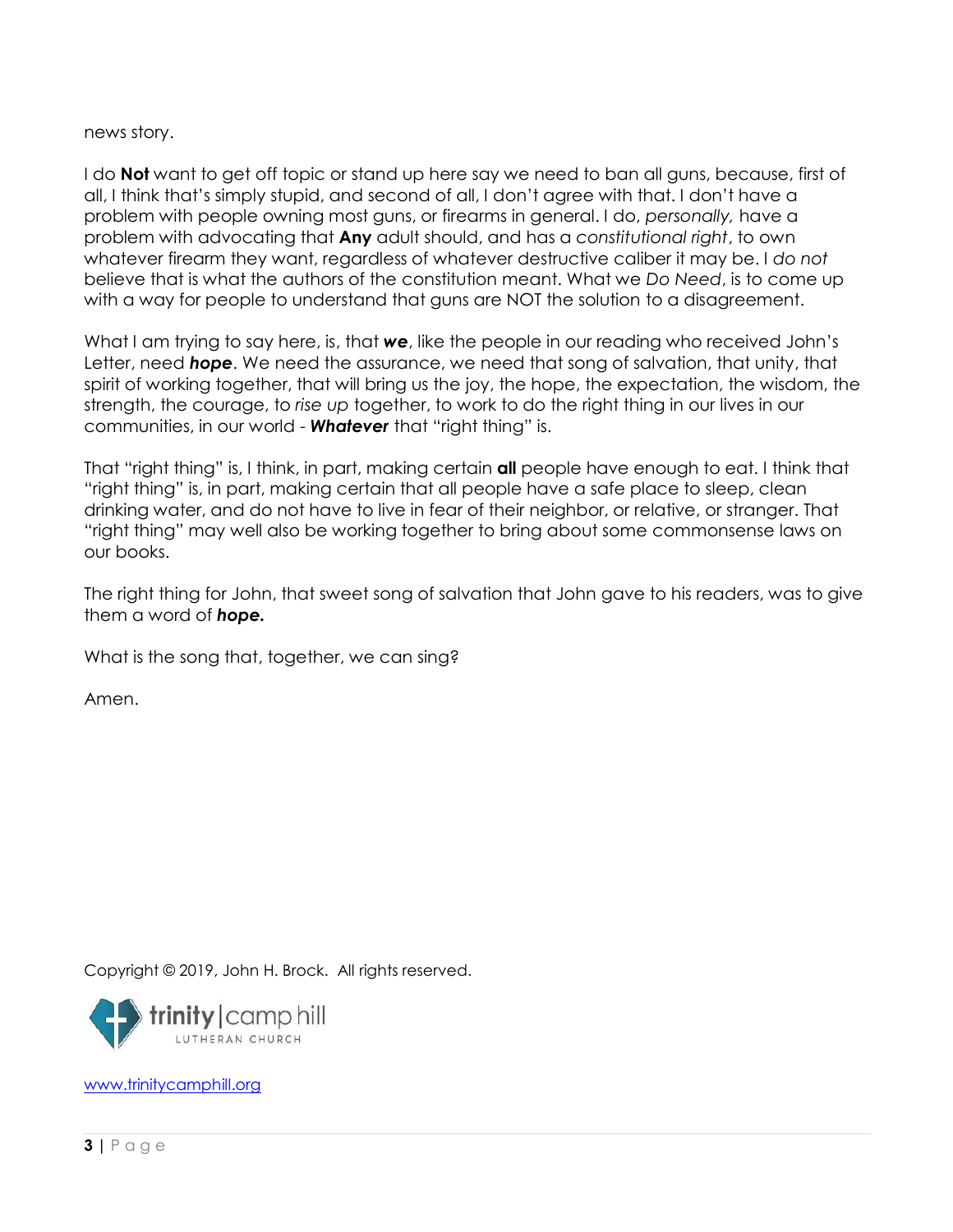news story.

I do **Not** want to get off topic or stand up here say we need to ban all guns, because, first of all, I think that's simply stupid, and second of all, I don't agree with that. I don't have a problem with people owning most guns, or firearms in general. I do, *personally,* have a problem with advocating that **Any** adult should, and has a *constitutional right*, to own whatever firearm they want, regardless of whatever destructive caliber it may be. I *do not* believe that is what the authors of the constitution meant. What we *Do Need*, is to come up with a way for people to understand that guns are NOT the solution to a disagreement.

What I am trying to say here, is, that ***we***, like the people in our reading who received John's Letter, need ***hope***. We need the assurance, we need that song of salvation, that unity, that spirit of working together, that will bring us the joy, the hope, the expectation, the wisdom, the strength, the courage, to *rise up* together, to work to do the right thing in our lives in our communities, in our world - ***Whatever*** that "right thing" is.

That "right thing" is, I think, in part, making certain **all** people have enough to eat. I think that "right thing" is, in part, making certain that all people have a safe place to sleep, clean drinking water, and do not have to live in fear of their neighbor, or relative, or stranger. That "right thing" may well also be working together to bring about some commonsense laws on our books.

The right thing for John, that sweet song of salvation that John gave to his readers, was to give them a word of ***hope.***

What is the song that, together, we can sing?

Amen.

Copyright © 2019, John H. Brock. All rights reserved.

trinity | camp hill
LUTHERAN CHURCH

www.trinitycamphill.org